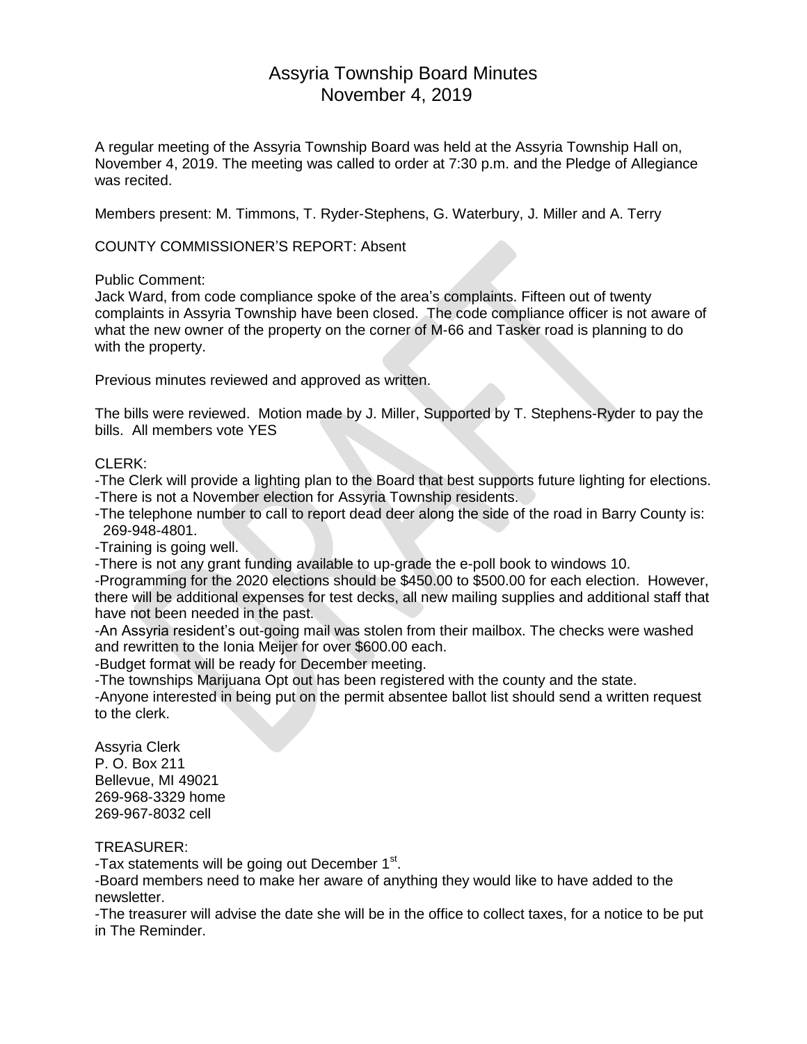# Assyria Township Board Minutes
## November 4, 2019

A regular meeting of the Assyria Township Board was held at the Assyria Township Hall on, November 4, 2019. The meeting was called to order at 7:30 p.m. and the Pledge of Allegiance was recited.

Members present: M. Timmons, T. Ryder-Stephens, G. Waterbury, J. Miller and A. Terry

COUNTY COMMISSIONER'S REPORT: Absent

Public Comment:
Jack Ward, from code compliance spoke of the area's complaints. Fifteen out of twenty complaints in Assyria Township have been closed. The code compliance officer is not aware of what the new owner of the property on the corner of M-66 and Tasker road is planning to do with the property.

Previous minutes reviewed and approved as written.

The bills were reviewed. Motion made by J. Miller, Supported by T. Stephens-Ryder to pay the bills. All members vote YES

CLERK:
-The Clerk will provide a lighting plan to the Board that best supports future lighting for elections.
-There is not a November election for Assyria Township residents.
-The telephone number to call to report dead deer along the side of the road in Barry County is: 269-948-4801.
-Training is going well.
-There is not any grant funding available to up-grade the e-poll book to windows 10.
-Programming for the 2020 elections should be $450.00 to $500.00 for each election. However, there will be additional expenses for test decks, all new mailing supplies and additional staff that have not been needed in the past.
-An Assyria resident's out-going mail was stolen from their mailbox. The checks were washed and rewritten to the Ionia Meijer for over $600.00 each.
-Budget format will be ready for December meeting.
-The townships Marijuana Opt out has been registered with the county and the state.
-Anyone interested in being put on the permit absentee ballot list should send a written request to the clerk.

Assyria Clerk
P. O. Box 211
Bellevue, MI 49021
269-968-3329 home
269-967-8032 cell

TREASURER:
-Tax statements will be going out December 1st.
-Board members need to make her aware of anything they would like to have added to the newsletter.
-The treasurer will advise the date she will be in the office to collect taxes, for a notice to be put in The Reminder.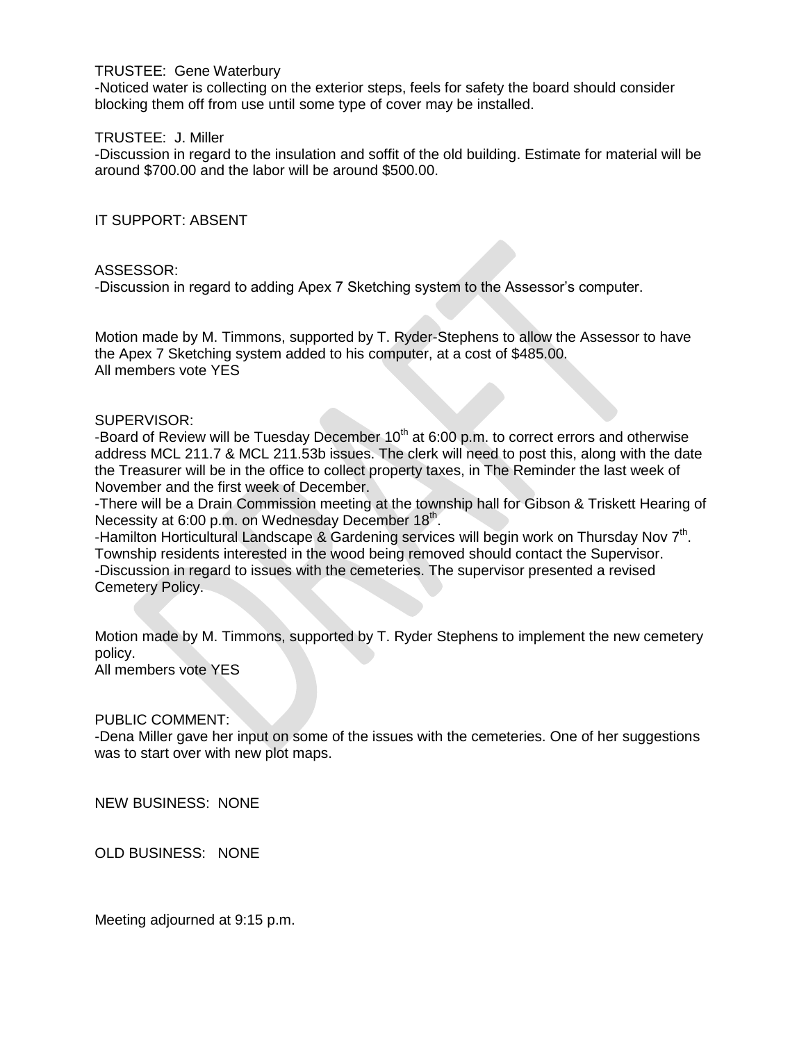TRUSTEE: Gene Waterbury

-Noticed water is collecting on the exterior steps, feels for safety the board should consider blocking them off from use until some type of cover may be installed.

TRUSTEE: J. Miller

-Discussion in regard to the insulation and soffit of the old building. Estimate for material will be around $700.00 and the labor will be around $500.00.

IT SUPPORT: ABSENT

ASSESSOR:

-Discussion in regard to adding Apex 7 Sketching system to the Assessor's computer.

Motion made by M. Timmons, supported by T. Ryder-Stephens to allow the Assessor to have the Apex 7 Sketching system added to his computer, at a cost of $485.00.
All members vote YES

SUPERVISOR:

-Board of Review will be Tuesday December 10th at 6:00 p.m. to correct errors and otherwise address MCL 211.7 & MCL 211.53b issues. The clerk will need to post this, along with the date the Treasurer will be in the office to collect property taxes, in The Reminder the last week of November and the first week of December.

-There will be a Drain Commission meeting at the township hall for Gibson & Triskett Hearing of Necessity at 6:00 p.m. on Wednesday December 18th.

-Hamilton Horticultural Landscape & Gardening services will begin work on Thursday Nov 7th. Township residents interested in the wood being removed should contact the Supervisor.

-Discussion in regard to issues with the cemeteries. The supervisor presented a revised Cemetery Policy.

Motion made by M. Timmons, supported by T. Ryder Stephens to implement the new cemetery policy.
All members vote YES

PUBLIC COMMENT:

-Dena Miller gave her input on some of the issues with the cemeteries. One of her suggestions was to start over with new plot maps.

NEW BUSINESS: NONE

OLD BUSINESS: NONE

Meeting adjourned at 9:15 p.m.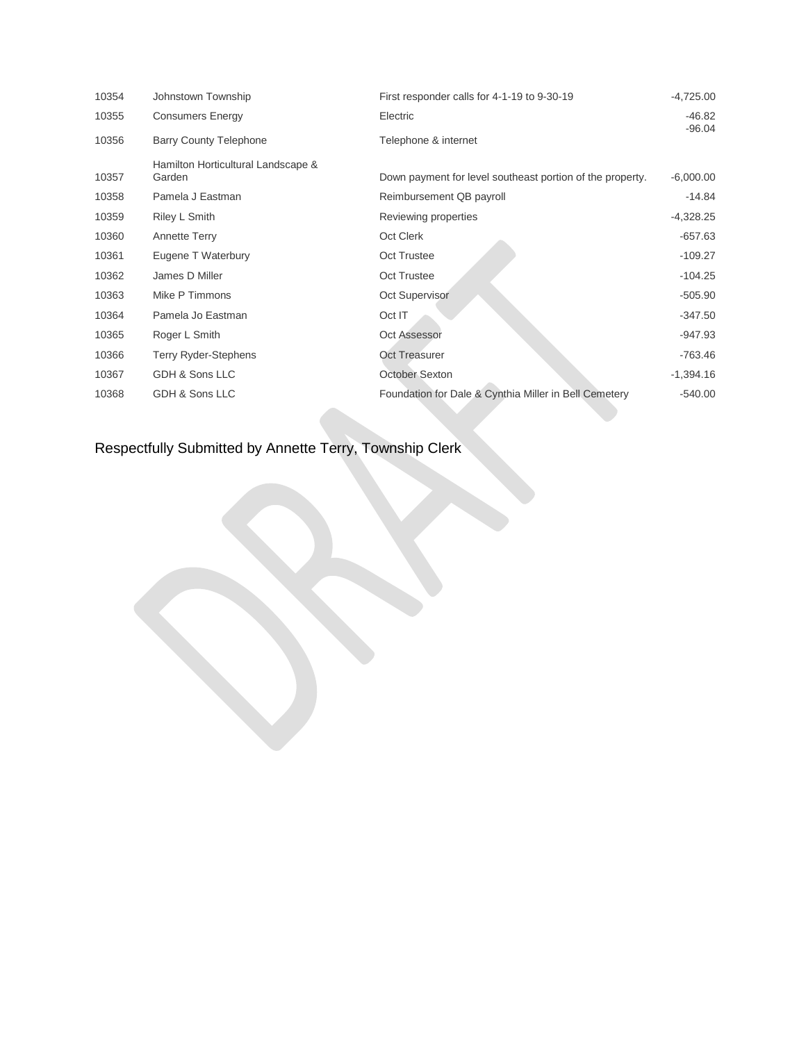| | | | |
|---|---|---|---|
| 10354 | Johnstown Township | First responder calls for 4-1-19 to 9-30-19 | -4,725.00 |
| 10355 | Consumers Energy | Electric | -46.82 |
| 10356 | Barry County Telephone | Telephone & internet | -96.04 |
| 10357 | Hamilton Horticultural Landscape & Garden | Down payment for level southeast portion of the property. | -6,000.00 |
| 10358 | Pamela J Eastman | Reimbursement QB payroll | -14.84 |
| 10359 | Riley L Smith | Reviewing properties | -4,328.25 |
| 10360 | Annette Terry | Oct Clerk | -657.63 |
| 10361 | Eugene T Waterbury | Oct Trustee | -109.27 |
| 10362 | James D Miller | Oct Trustee | -104.25 |
| 10363 | Mike P Timmons | Oct Supervisor | -505.90 |
| 10364 | Pamela Jo Eastman | Oct IT | -347.50 |
| 10365 | Roger L Smith | Oct Assessor | -947.93 |
| 10366 | Terry Ryder-Stephens | Oct Treasurer | -763.46 |
| 10367 | GDH & Sons LLC | October Sexton | -1,394.16 |
| 10368 | GDH & Sons LLC | Foundation for Dale & Cynthia Miller in Bell Cemetery | -540.00 |

Respectfully Submitted by Annette Terry, Township Clerk